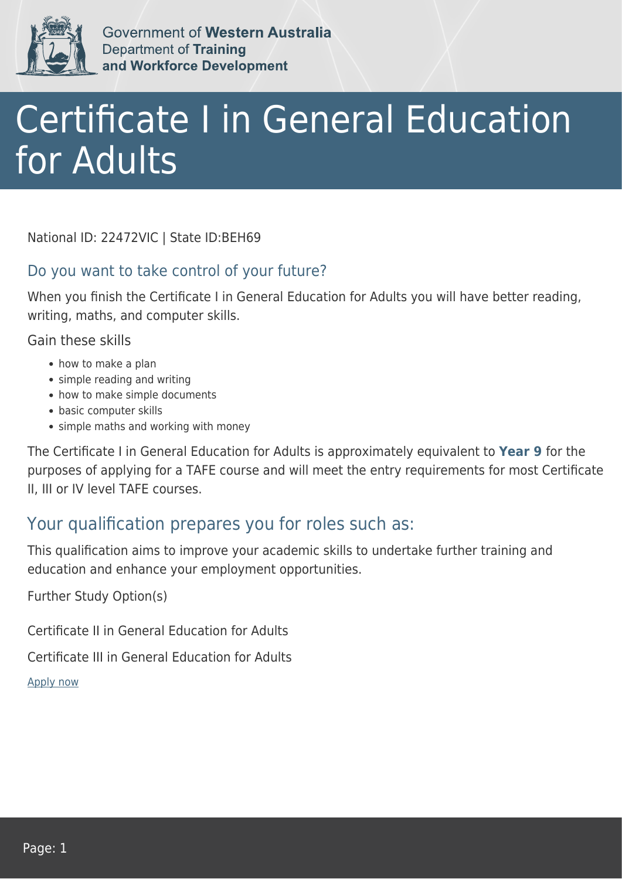Government of **Western Australia**
Department of **Training and Workforce Development**

# Certificate I in General Education for Adults

National ID: 22472VIC | State ID:BEH69

### Do you want to take control of your future?

When you finish the Certificate I in General Education for Adults you will have better reading, writing, maths, and computer skills.

Gain these skills

- how to make a plan
- simple reading and writing
- how to make simple documents
- basic computer skills
- simple maths and working with money

The Certificate I in General Education for Adults is approximately equivalent to **Year 9** for the purposes of applying for a TAFE course and will meet the entry requirements for most Certificate II, III or IV level TAFE courses.

## Your qualification prepares you for roles such as:

This qualification aims to improve your academic skills to undertake further training and education and enhance your employment opportunities.

Further Study Option(s)

Certificate II in General Education for Adults

Certificate III in General Education for Adults

Apply now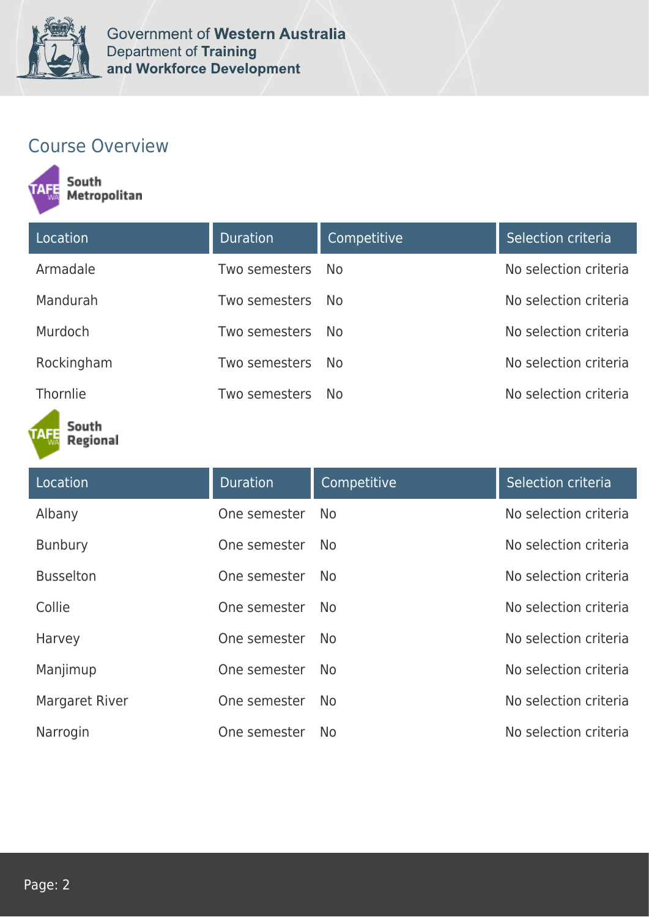## Course Overview

**South Metropolitan**

| Location | Duration | Competitive | Selection criteria |
|---|---|---|---|
| Armadale | Two semesters | No | No selection criteria |
| Mandurah | Two semesters | No | No selection criteria |
| Murdoch | Two semesters | No | No selection criteria |
| Rockingham | Two semesters | No | No selection criteria |
| Thornlie | Two semesters | No | No selection criteria |

**South Regional**

| Location | Duration | Competitive | Selection criteria |
|---|---|---|---|
| Albany | One semester | No | No selection criteria |
| Bunbury | One semester | No | No selection criteria |
| Busselton | One semester | No | No selection criteria |
| Collie | One semester | No | No selection criteria |
| Harvey | One semester | No | No selection criteria |
| Manjimup | One semester | No | No selection criteria |
| Margaret River | One semester | No | No selection criteria |
| Narrogin | One semester | No | No selection criteria |